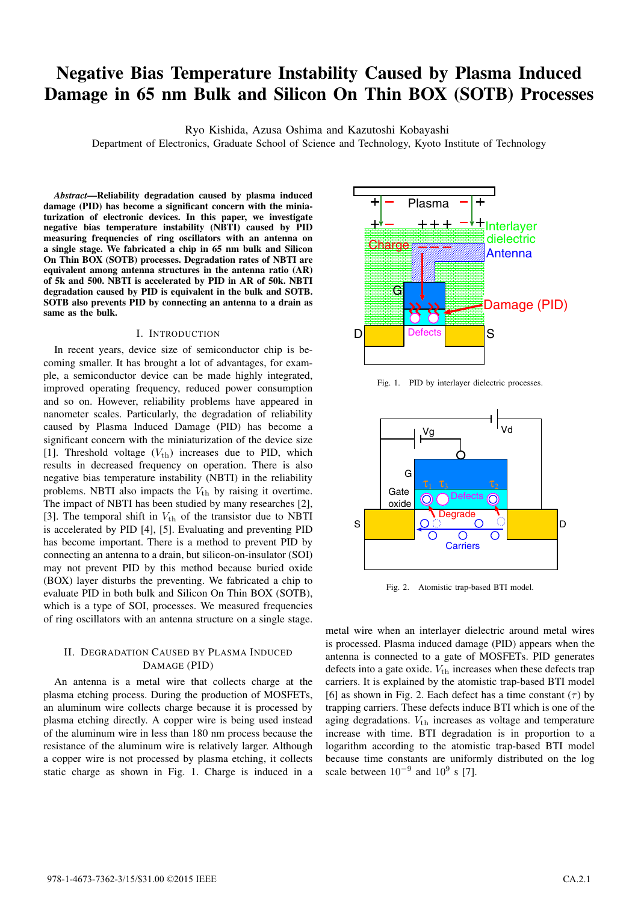# Negative Bias Temperature Instability Caused by Plasma Induced Damage in 65 nm Bulk and Silicon On Thin BOX (SOTB) Processes

Ryo Kishida, Azusa Oshima and Kazutoshi Kobayashi
Department of Electronics, Graduate School of Science and Technology, Kyoto Institute of Technology

***Abstract*—Reliability degradation caused by plasma induced damage (PID) has become a significant concern with the miniaturization of electronic devices. In this paper, we investigate negative bias temperature instability (NBTI) caused by PID measuring frequencies of ring oscillators with an antenna on a single stage. We fabricated a chip in 65 nm bulk and Silicon On Thin BOX (SOTB) processes. Degradation rates of NBTI are equivalent among antenna structures in the antenna ratio (AR) of 5k and 500. NBTI is accelerated by PID in AR of 50k. NBTI degradation caused by PID is equivalent in the bulk and SOTB. SOTB also prevents PID by connecting an antenna to a drain as same as the bulk.**

## I. Introduction

In recent years, device size of semiconductor chip is becoming smaller. It has brought a lot of advantages, for example, a semiconductor device can be made highly integrated, improved operating frequency, reduced power consumption and so on. However, reliability problems have appeared in nanometer scales. Particularly, the degradation of reliability caused by Plasma Induced Damage (PID) has become a significant concern with the miniaturization of the device size [1]. Threshold voltage ($V_{\mathrm{th}}$) increases due to PID, which results in decreased frequency on operation. There is also negative bias temperature instability (NBTI) in the reliability problems. NBTI also impacts the $V_{\mathrm{th}}$ by raising it overtime. The impact of NBTI has been studied by many researches [2], [3]. The temporal shift in $V_{\mathrm{th}}$ of the transistor due to NBTI is accelerated by PID [4], [5]. Evaluating and preventing PID has become important. There is a method to prevent PID by connecting an antenna to a drain, but silicon-on-insulator (SOI) may not prevent PID by this method because buried oxide (BOX) layer disturbs the preventing. We fabricated a chip to evaluate PID in both bulk and Silicon On Thin BOX (SOTB), which is a type of SOI, processes. We measured frequencies of ring oscillators with an antenna structure on a single stage.

## II. Degradation Caused by Plasma Induced Damage (PID)

An antenna is a metal wire that collects charge at the plasma etching process. During the production of MOSFETs, an aluminum wire collects charge because it is processed by plasma etching directly. A copper wire is being used instead of the aluminum wire in less than 180 nm process because the resistance of the aluminum wire is relatively larger. Although a copper wire is not processed by plasma etching, it collects static charge as shown in Fig. 1. Charge is induced in a metal wire when an interlayer dielectric around metal wires is processed. Plasma induced damage (PID) appears when the antenna is connected to a gate of MOSFETs. PID generates defects into a gate oxide. $V_{\mathrm{th}}$ increases when these defects trap carriers. It is explained by the atomistic trap-based BTI model [6] as shown in Fig. 2. Each defect has a time constant ($\tau$) by trapping carriers. These defects induce BTI which is one of the aging degradations. $V_{\mathrm{th}}$ increases as voltage and temperature increase with time. BTI degradation is in proportion to a logarithm according to the atomistic trap-based BTI model because time constants are uniformly distributed on the log scale between $10^{-9}$ and $10^{9}$ s [7].

Fig. 1. PID by interlayer dielectric processes.

Fig. 2. Atomistic trap-based BTI model.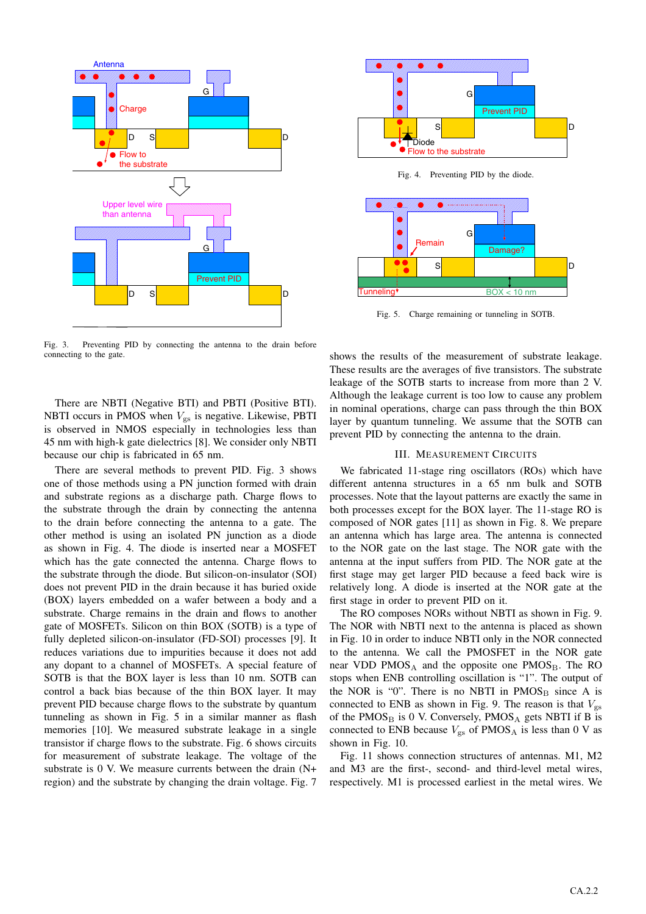Fig. 3. Preventing PID by connecting the antenna to the drain before connecting to the gate.

Fig. 4. Preventing PID by the diode.

Fig. 5. Charge remaining or tunneling in SOTB.

There are NBTI (Negative BTI) and PBTI (Positive BTI). NBTI occurs in PMOS when $V_{gs}$ is negative. Likewise, PBTI is observed in NMOS especially in technologies less than 45 nm with high-k gate dielectrics [8]. We consider only NBTI because our chip is fabricated in 65 nm.

There are several methods to prevent PID. Fig. 3 shows one of those methods using a PN junction formed with drain and substrate regions as a discharge path. Charge flows to the substrate through the drain by connecting the antenna to the drain before connecting the antenna to a gate. The other method is using an isolated PN junction as a diode as shown in Fig. 4. The diode is inserted near a MOSFET which has the gate connected the antenna. Charge flows to the substrate through the diode. But silicon-on-insulator (SOI) does not prevent PID in the drain because it has buried oxide (BOX) layers embedded on a wafer between a body and a substrate. Charge remains in the drain and flows to another gate of MOSFETs. Silicon on thin BOX (SOTB) is a type of fully depleted silicon-on-insulator (FD-SOI) processes [9]. It reduces variations due to impurities because it does not add any dopant to a channel of MOSFETs. A special feature of SOTB is that the BOX layer is less than 10 nm. SOTB can control a back bias because of the thin BOX layer. It may prevent PID because charge flows to the substrate by quantum tunneling as shown in Fig. 5 in a similar manner as flash memories [10]. We measured substrate leakage in a single transistor if charge flows to the substrate. Fig. 6 shows circuits for measurement of substrate leakage. The voltage of the substrate is 0 V. We measure currents between the drain (N+ region) and the substrate by changing the drain voltage. Fig. 7 shows the results of the measurement of substrate leakage. These results are the averages of five transistors. The substrate leakage of the SOTB starts to increase from more than 2 V. Although the leakage current is too low to cause any problem in nominal operations, charge can pass through the thin BOX layer by quantum tunneling. We assume that the SOTB can prevent PID by connecting the antenna to the drain.

## III. Measurement Circuits

We fabricated 11-stage ring oscillators (ROs) which have different antenna structures in a 65 nm bulk and SOTB processes. Note that the layout patterns are exactly the same in both processes except for the BOX layer. The 11-stage RO is composed of NOR gates [11] as shown in Fig. 8. We prepare an antenna which has large area. The antenna is connected to the NOR gate on the last stage. The NOR gate with the antenna at the input suffers from PID. The NOR gate at the first stage may get larger PID because a feed back wire is relatively long. A diode is inserted at the NOR gate at the first stage in order to prevent PID on it.

The RO composes NORs without NBTI as shown in Fig. 9. The NOR with NBTI next to the antenna is placed as shown in Fig. 10 in order to induce NBTI only in the NOR connected to the antenna. We call the PMOSFET in the NOR gate near VDD $PMOS_A$ and the opposite one $PMOS_B$. The RO stops when ENB controlling oscillation is "1". The output of the NOR is "0". There is no NBTI in $PMOS_B$ since A is connected to ENB as shown in Fig. 9. The reason is that $V_{gs}$ of the $PMOS_B$ is 0 V. Conversely, $PMOS_A$ gets NBTI if B is connected to ENB because $V_{gs}$ of $PMOS_A$ is less than 0 V as shown in Fig. 10.

Fig. 11 shows connection structures of antennas. M1, M2 and M3 are the first-, second- and third-level metal wires, respectively. M1 is processed earliest in the metal wires. We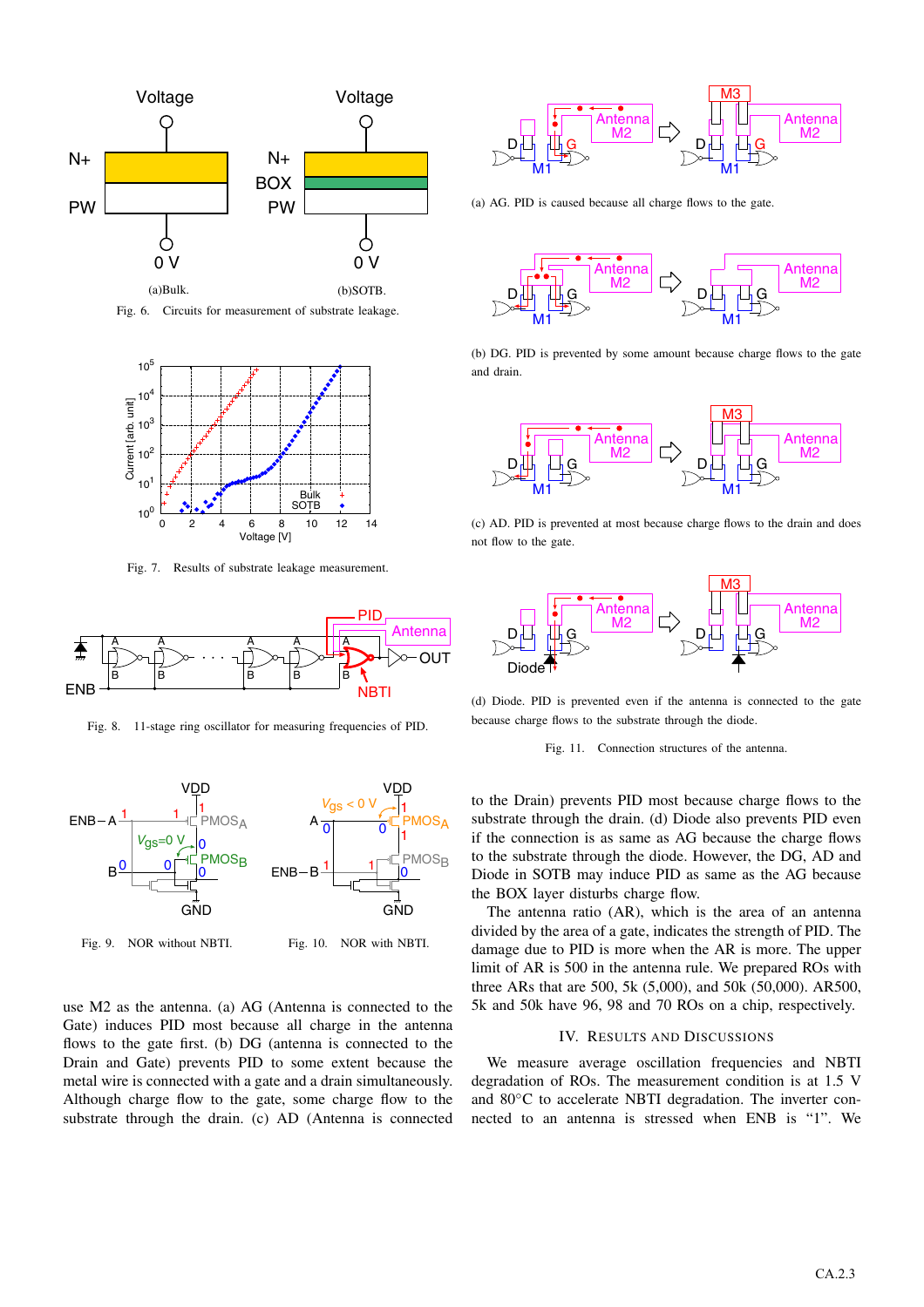(a)Bulk. (b)SOTB.

Fig. 6. Circuits for measurement of substrate leakage.

Fig. 7. Results of substrate leakage measurement.

Fig. 8. 11-stage ring oscillator for measuring frequencies of PID.

Fig. 9. NOR without NBTI.

Fig. 10. NOR with NBTI.

(a) AG. PID is caused because all charge flows to the gate.

(b) DG. PID is prevented by some amount because charge flows to the gate and drain.

(c) AD. PID is prevented at most because charge flows to the drain and does not flow to the gate.

(d) Diode. PID is prevented even if the antenna is connected to the gate because charge flows to the substrate through the diode.

Fig. 11. Connection structures of the antenna.

use M2 as the antenna. (a) AG (Antenna is connected to the Gate) induces PID most because all charge in the antenna flows to the gate first. (b) DG (antenna is connected to the Drain and Gate) prevents PID to some extent because the metal wire is connected with a gate and a drain simultaneously. Although charge flow to the gate, some charge flow to the substrate through the drain. (c) AD (Antenna is connected to the Drain) prevents PID most because charge flows to the substrate through the drain. (d) Diode also prevents PID even if the connection is as same as AG because the charge flows to the substrate through the diode. However, the DG, AD and Diode in SOTB may induce PID as same as the AG because the BOX layer disturbs charge flow.

The antenna ratio (AR), which is the area of an antenna divided by the area of a gate, indicates the strength of PID. The damage due to PID is more when the AR is more. The upper limit of AR is 500 in the antenna rule. We prepared ROs with three ARs that are 500, 5k (5,000), and 50k (50,000). AR500, 5k and 50k have 96, 98 and 70 ROs on a chip, respectively.

## IV. Results and Discussions

We measure average oscillation frequencies and NBTI degradation of ROs. The measurement condition is at 1.5 V and 80°C to accelerate NBTI degradation. The inverter connected to an antenna is stressed when ENB is “1”. We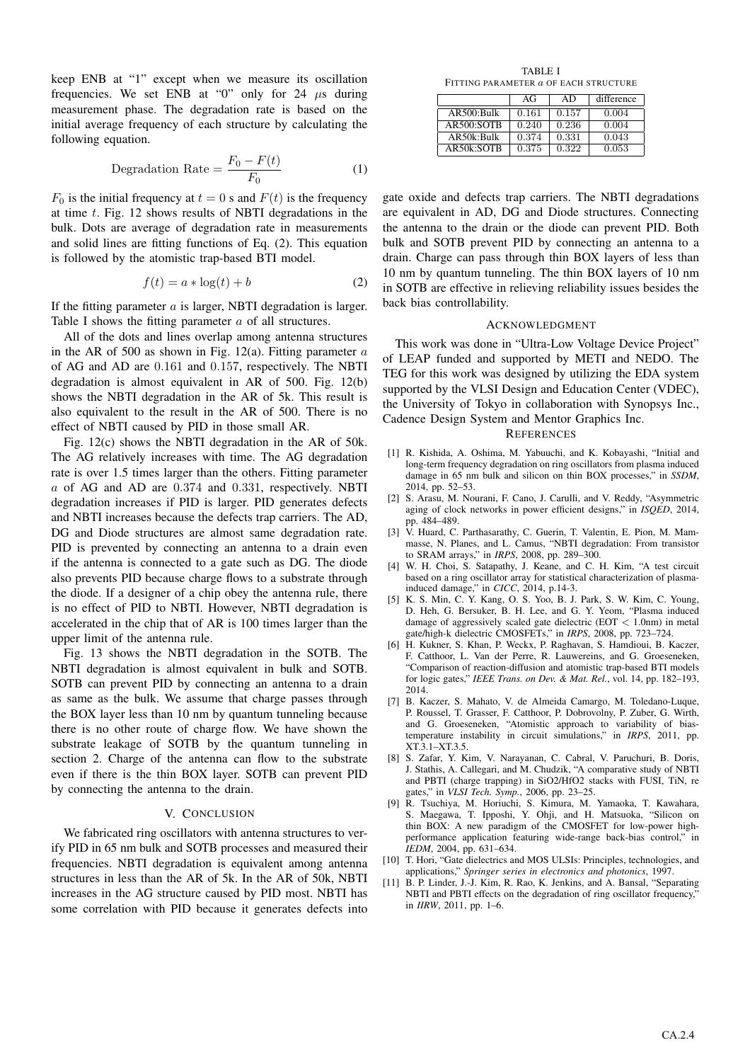keep ENB at "1" except when we measure its oscillation frequencies. We set ENB at "0" only for 24 $\mu$s during measurement phase. The degradation rate is based on the initial average frequency of each structure by calculating the following equation.

$$\text{Degradation Rate} = \frac{F_0 - F(t)}{F_0} \quad (1)$$

$F_0$ is the initial frequency at $t = 0$ s and $F(t)$ is the frequency at time $t$. Fig. 12 shows results of NBTI degradations in the bulk. Dots are average of degradation rate in measurements and solid lines are fitting functions of Eq. (2). This equation is followed by the atomistic trap-based BTI model.

$$f(t) = a * \log(t) + b \quad (2)$$

If the fitting parameter $a$ is larger, NBTI degradation is larger. Table I shows the fitting parameter $a$ of all structures.

All of the dots and lines overlap among antenna structures in the AR of 500 as shown in Fig. 12(a). Fitting parameter $a$ of AG and AD are 0.161 and 0.157, respectively. The NBTI degradation is almost equivalent in AR of 500. Fig. 12(b) shows the NBTI degradation in the AR of 5k. This result is also equivalent to the result in the AR of 500. There is no effect of NBTI caused by PID in those small AR.

Fig. 12(c) shows the NBTI degradation in the AR of 50k. The AG relatively increases with time. The AG degradation rate is over 1.5 times larger than the others. Fitting parameter $a$ of AG and AD are 0.374 and 0.331, respectively. NBTI degradation increases if PID is larger. PID generates defects and NBTI increases because the defects trap carriers. The AD, DG and Diode structures are almost same degradation rate. PID is prevented by connecting an antenna to a drain even if the antenna is connected to a gate such as DG. The diode also prevents PID because charge flows to a substrate through the diode. If a designer of a chip obey the antenna rule, there is no effect of PID to NBTI. However, NBTI degradation is accelerated in the chip that of AR is 100 times larger than the upper limit of the antenna rule.

Fig. 13 shows the NBTI degradation in the SOTB. The NBTI degradation is almost equivalent in bulk and SOTB. SOTB can prevent PID by connecting an antenna to a drain as same as the bulk. We assume that charge passes through the BOX layer less than 10 nm by quantum tunneling because there is no other route of charge flow. We have shown the substrate leakage of SOTB by the quantum tunneling in section 2. Charge of the antenna can flow to the substrate even if there is the thin BOX layer. SOTB can prevent PID by connecting the antenna to the drain.

## V. Conclusion

We fabricated ring oscillators with antenna structures to verify PID in 65 nm bulk and SOTB processes and measured their frequencies. NBTI degradation is equivalent among antenna structures in less than the AR of 5k. In the AR of 50k, NBTI increases in the AG structure caused by PID most. NBTI has some correlation with PID because it generates defects into gate oxide and defects trap carriers. The NBTI degradations are equivalent in AD, DG and Diode structures. Connecting the antenna to the drain or the diode can prevent PID. Both bulk and SOTB prevent PID by connecting an antenna to a drain. Charge can pass through thin BOX layers of less than 10 nm by quantum tunneling. The thin BOX layers of 10 nm in SOTB are effective in relieving reliability issues besides the back bias controllability.

TABLE I
Fitting parameter $a$ of each structure

| | AG | AD | difference |
|---|---|---|---|
| AR500:Bulk | 0.161 | 0.157 | 0.004 |
| AR500:SOTB | 0.240 | 0.236 | 0.004 |
| AR50k:Bulk | 0.374 | 0.331 | 0.043 |
| AR50k:SOTB | 0.375 | 0.322 | 0.053 |

## Acknowledgment

This work was done in "Ultra-Low Voltage Device Project" of LEAP funded and supported by METI and NEDO. The TEG for this work was designed by utilizing the EDA system supported by the VLSI Design and Education Center (VDEC), the University of Tokyo in collaboration with Synopsys Inc., Cadence Design System and Mentor Graphics Inc.

## References

[1] R. Kishida, A. Oshima, M. Yabuuchi, and K. Kobayashi, "Initial and long-term frequency degradation on ring oscillators from plasma induced damage in 65 nm bulk and silicon on thin BOX processes," in *SSDM*, 2014, pp. 52–53.

[2] S. Arasu, M. Nourani, F. Cano, J. Carulli, and V. Reddy, "Asymmetric aging of clock networks in power efficient designs," in *ISQED*, 2014, pp. 484–489.

[3] V. Huard, C. Parthasarathy, C. Guerin, T. Valentin, E. Pion, M. Mammasse, N. Planes, and L. Camus, "NBTI degradation: From transistor to SRAM arrays," in *IRPS*, 2008, pp. 289–300.

[4] W. H. Choi, S. Satapathy, J. Keane, and C. H. Kim, "A test circuit based on a ring oscillator array for statistical characterization of plasma-induced damage," in *CICC*, 2014, p.14-3.

[5] K. S. Min, C. Y. Kang, O. S. Yoo, B. J. Park, S. W. Kim, C. Young, D. Heh, G. Bersuker, B. H. Lee, and G. Y. Yeom, "Plasma induced damage of aggressively scaled gate dielectric (EOT < 1.0nm) in metal gate/high-k dielectric CMOSFETs," in *IRPS*, 2008, pp. 723–724.

[6] H. Kukner, S. Khan, P. Weckx, P. Raghavan, S. Hamdioui, B. Kaczer, F. Catthoor, L. Van der Perre, R. Lauwereins, and G. Groeseneken, "Comparison of reaction-diffusion and atomistic trap-based BTI models for logic gates," *IEEE Trans. on Dev. & Mat. Rel.*, vol. 14, pp. 182–193, 2014.

[7] B. Kaczer, S. Mahato, V. de Almeida Camargo, M. Toledano-Luque, P. Roussel, T. Grasser, F. Catthoor, P. Dobrovolny, P. Zuber, G. Wirth, and G. Groeseneken, "Atomistic approach to variability of bias-temperature instability in circuit simulations," in *IRPS*, 2011, pp. XT.3.1–XT.3.5.

[8] S. Zafar, Y. Kim, V. Narayanan, C. Cabral, V. Paruchuri, B. Doris, J. Stathis, A. Callegari, and M. Chudzik, "A comparative study of NBTI and PBTI (charge trapping) in SiO2/HfO2 stacks with FUSI, TiN, re gates," in *VLSI Tech. Symp.*, 2006, pp. 23–25.

[9] R. Tsuchiya, M. Horiuchi, S. Kimura, M. Yamaoka, T. Kawahara, S. Maegawa, T. Ipposhi, Y. Ohji, and H. Matsuoka, "Silicon on thin BOX: A new paradigm of the CMOSFET for low-power high-performance application featuring wide-range back-bias control," in *IEDM*, 2004, pp. 631–634.

[10] T. Hori, "Gate dielectrics and MOS ULSIs: Principles, technologies, and applications," *Springer series in electronics and photonics*, 1997.

[11] B. P. Linder, J.-J. Kim, R. Rao, K. Jenkins, and A. Bansal, "Separating NBTI and PBTI effects on the degradation of ring oscillator frequency," in *IIRW*, 2011, pp. 1–6.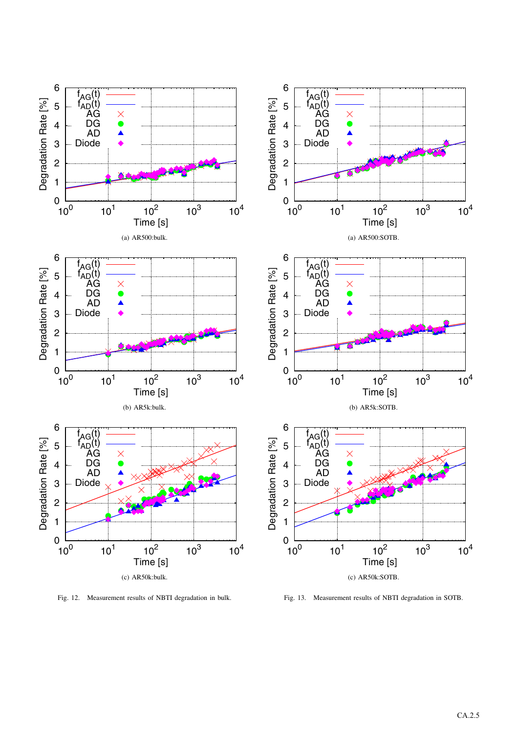Degradation Rate [%]
6
5
4
3
2
1
0
$10^0$ $10^1$ $10^2$ $10^3$ $10^4$
Time [s]
$f_{AG}(t)$
$f_{AD}(t)$
AG
DG
AD
Diode

(a) AR500:bulk.

Degradation Rate [%]
6
5
4
3
2
1
0
$10^0$ $10^1$ $10^2$ $10^3$ $10^4$
Time [s]
$f_{AG}(t)$
$f_{AD}(t)$
AG
DG
AD
Diode

(b) AR5k:bulk.

Degradation Rate [%]
6
5
4
3
2
1
0
$10^0$ $10^1$ $10^2$ $10^3$ $10^4$
Time [s]
$f_{AG}(t)$
$f_{AD}(t)$
AG
DG
AD
Diode

(c) AR50k:bulk.

Fig. 12. Measurement results of NBTI degradation in bulk.

Degradation Rate [%]
6
5
4
3
2
1
0
$10^0$ $10^1$ $10^2$ $10^3$ $10^4$
Time [s]
$f_{AG}(t)$
$f_{AD}(t)$
AG
DG
AD
Diode

(a) AR500:SOTB.

Degradation Rate [%]
6
5
4
3
2
1
0
$10^0$ $10^1$ $10^2$ $10^3$ $10^4$
Time [s]
$f_{AG}(t)$
$f_{AD}(t)$
AG
DG
AD
Diode

(b) AR5k:SOTB.

Degradation Rate [%]
6
5
4
3
2
1
0
$10^0$ $10^1$ $10^2$ $10^3$ $10^4$
Time [s]
$f_{AG}(t)$
$f_{AD}(t)$
AG
DG
AD
Diode

(c) AR50k:SOTB.

Fig. 13. Measurement results of NBTI degradation in SOTB.